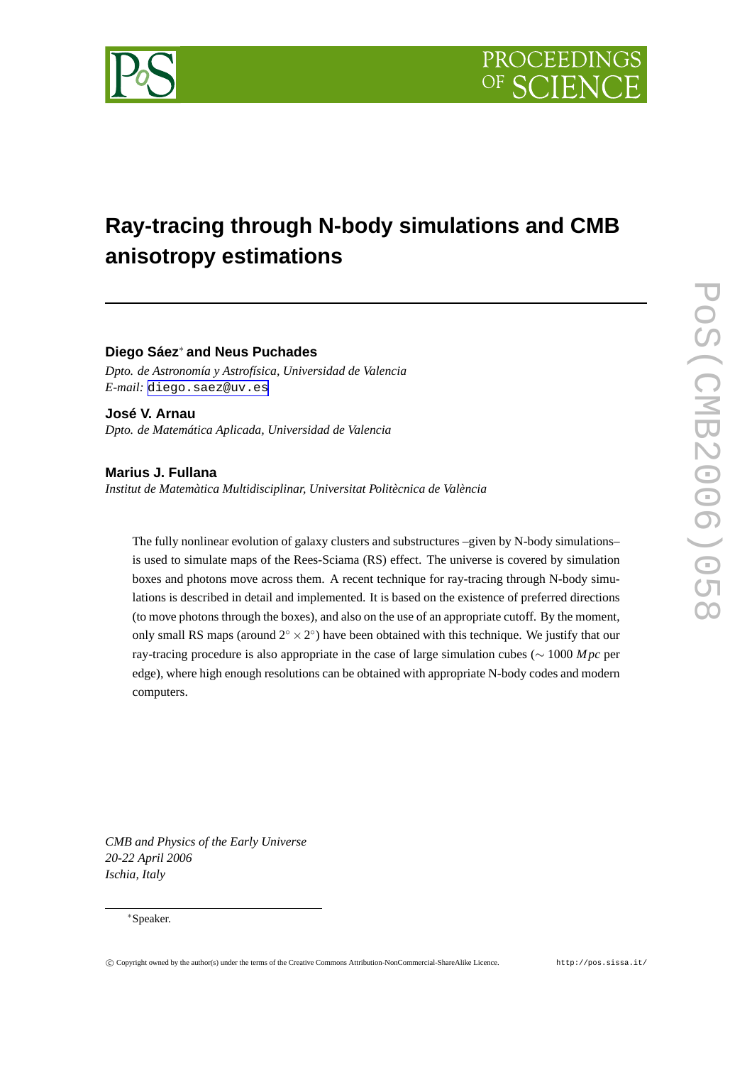# Ray-tracing through N-body simulations and CMB anisotropy estimations

**Diego Sáez**[*] **and Neus Puchades**

*Dpto. de Astronomía y Astrofísica, Universidad de Valencia*

*E-mail:* diego.saez@uv.es

**José V. Arnau**

*Dpto. de Matemática Aplicada, Universidad de Valencia*

**Marius J. Fullana**

*Institut de Matemàtica Multidisciplinar, Universitat Politècnica de València*

The fully nonlinear evolution of galaxy clusters and substructures –given by N-body simulations– is used to simulate maps of the Rees-Sciama (RS) effect. The universe is covered by simulation boxes and photons move across them. A recent technique for ray-tracing through N-body simulations is described in detail and implemented. It is based on the existence of preferred directions (to move photons through the boxes), and also on the use of an appropriate cutoff. By the moment, only small RS maps (around $2^\circ \times 2^\circ$) have been obtained with this technique. We justify that our ray-tracing procedure is also appropriate in the case of large simulation cubes ($\sim 1000\ Mpc$ per edge), where high enough resolutions can be obtained with appropriate N-body codes and modern computers.

*CMB and Physics of the Early Universe*
*20-22 April 2006*
*Ischia, Italy*

[*]Speaker.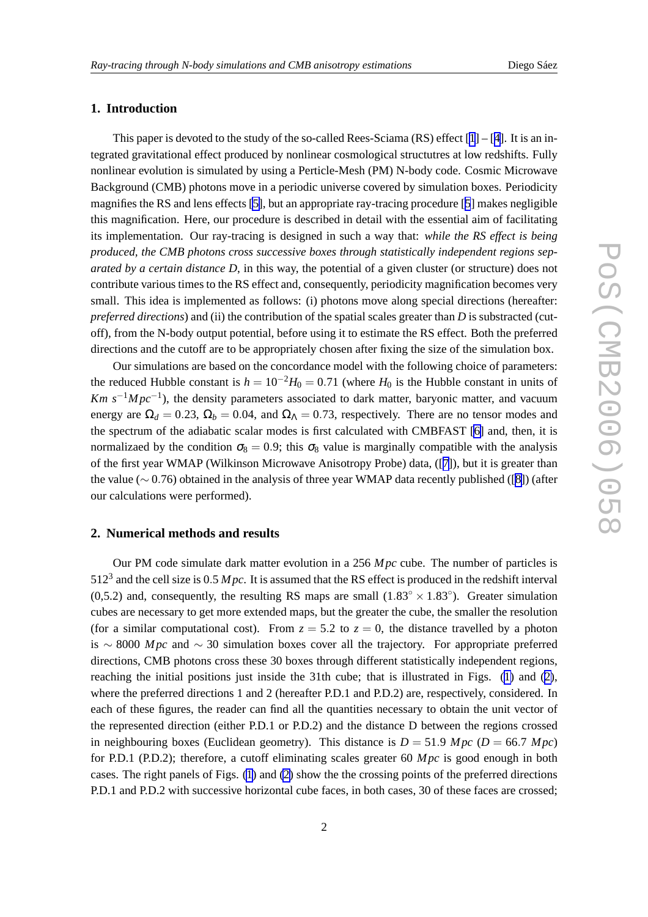## 1. Introduction

This paper is devoted to the study of the so-called Rees-Sciama (RS) effect [1] – [4]. It is an integrated gravitational effect produced by nonlinear cosmological structutres at low redshifts. Fully nonlinear evolution is simulated by using a Particle-Mesh (PM) N-body code. Cosmic Microwave Background (CMB) photons move in a periodic universe covered by simulation boxes. Periodicity magnifies the RS and lens effects [5], but an appropriate ray-tracing procedure [5] makes negligible this magnification. Here, our procedure is described in detail with the essential aim of facilitating its implementation. Our ray-tracing is designed in such a way that: *while the RS effect is being produced, the CMB photons cross successive boxes through statistically independent regions separated by a certain distance D*, in this way, the potential of a given cluster (or structure) does not contribute various times to the RS effect and, consequently, periodicity magnification becomes very small. This idea is implemented as follows: (i) photons move along special directions (hereafter: *preferred directions*) and (ii) the contribution of the spatial scales greater than $D$ is substracted (cutoff), from the N-body output potential, before using it to estimate the RS effect. Both the preferred directions and the cutoff are to be appropriately chosen after fixing the size of the simulation box.

Our simulations are based on the concordance model with the following choice of parameters: the reduced Hubble constant is $h = 10^{-2}H_0 = 0.71$ (where $H_0$ is the Hubble constant in units of $Km\ s^{-1}Mpc^{-1}$), the density parameters associated to dark matter, baryonic matter, and vacuum energy are $\Omega_d = 0.23$, $\Omega_b = 0.04$, and $\Omega_\Lambda = 0.73$, respectively. There are no tensor modes and the spectrum of the adiabatic scalar modes is first calculated with CMBFAST [6] and, then, it is normalizaed by the condition $\sigma_8 = 0.9$; this $\sigma_8$ value is marginally compatible with the analysis of the first year WMAP (Wilkinson Microwave Anisotropy Probe) data, ([7]), but it is greater than the value ($\sim 0.76$) obtained in the analysis of three year WMAP data recently published ([8]) (after our calculations were performed).

## 2. Numerical methods and results

Our PM code simulate dark matter evolution in a 256 $Mpc$ cube. The number of particles is $512^3$ and the cell size is 0.5 $Mpc$. It is assumed that the RS effect is produced in the redshift interval (0,5.2) and, consequently, the resulting RS maps are small ($1.83^\circ \times 1.83^\circ$). Greater simulation cubes are necessary to get more extended maps, but the greater the cube, the smaller the resolution (for a similar computational cost). From $z = 5.2$ to $z = 0$, the distance travelled by a photon is $\sim 8000$ $Mpc$ and $\sim 30$ simulation boxes cover all the trajectory. For appropriate preferred directions, CMB photons cross these 30 boxes through different statistically independent regions, reaching the initial positions just inside the 31th cube; that is illustrated in Figs. (1) and (2), where the preferred directions 1 and 2 (hereafter P.D.1 and P.D.2) are, respectively, considered. In each of these figures, the reader can find all the quantities necessary to obtain the unit vector of the represented direction (either P.D.1 or P.D.2) and the distance D between the regions crossed in neighbouring boxes (Euclidean geometry). This distance is $D = 51.9$ $Mpc$ ($D = 66.7$ $Mpc$) for P.D.1 (P.D.2); therefore, a cutoff eliminating scales greater 60 $Mpc$ is good enough in both cases. The right panels of Figs. (1) and (2) show the the crossing points of the preferred directions P.D.1 and P.D.2 with successive horizontal cube faces, in both cases, 30 of these faces are crossed;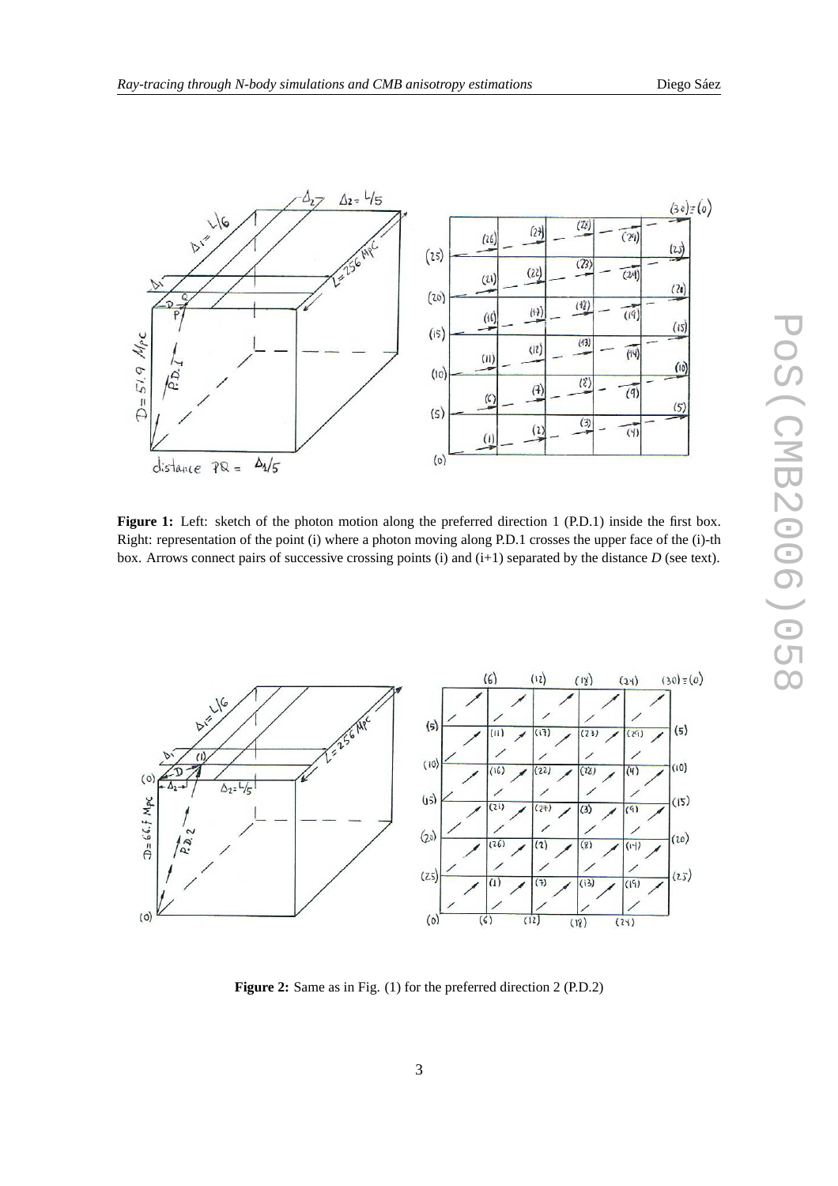**Figure 1:** Left: sketch of the photon motion along the preferred direction 1 (P.D.1) inside the first box. Right: representation of the point (i) where a photon moving along P.D.1 crosses the upper face of the (i)-th box. Arrows connect pairs of successive crossing points (i) and (i+1) separated by the distance *D* (see text).

**Figure 2:** Same as in Fig. (1) for the preferred direction 2 (P.D.2)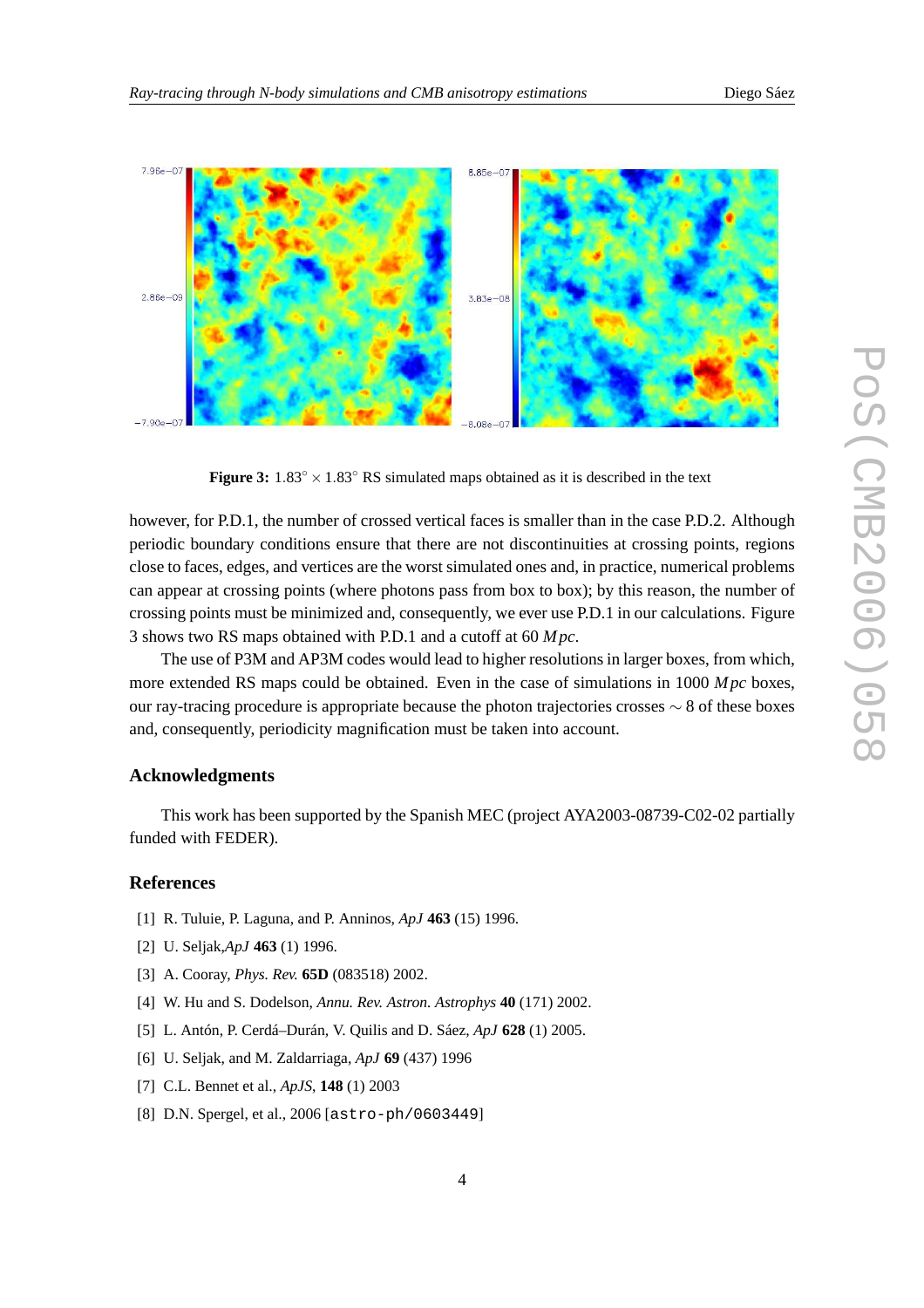7.98e−07

2.86e−09

−7.90e−07

8.85e−07

3.83e−08

−8.08e−07

**Figure 3:** $1.83^\circ \times 1.83^\circ$ RS simulated maps obtained as it is described in the text

however, for P.D.1, the number of crossed vertical faces is smaller than in the case P.D.2. Although periodic boundary conditions ensure that there are not discontinuities at crossing points, regions close to faces, edges, and vertices are the worst simulated ones and, in practice, numerical problems can appear at crossing points (where photons pass from box to box); by this reason, the number of crossing points must be minimized and, consequently, we ever use P.D.1 in our calculations. Figure 3 shows two RS maps obtained with P.D.1 and a cutoff at 60 $Mpc$.

The use of P3M and AP3M codes would lead to higher resolutions in larger boxes, from which, more extended RS maps could be obtained. Even in the case of simulations in 1000 $Mpc$ boxes, our ray-tracing procedure is appropriate because the photon trajectories crosses $\sim 8$ of these boxes and, consequently, periodicity magnification must be taken into account.

## Acknowledgments

This work has been supported by the Spanish MEC (project AYA2003-08739-C02-02 partially funded with FEDER).

## References

[1] R. Tuluie, P. Laguna, and P. Anninos, *ApJ* **463** (15) 1996.

[2] U. Seljak,*ApJ* **463** (1) 1996.

[3] A. Cooray, *Phys. Rev.* **65D** (083518) 2002.

[4] W. Hu and S. Dodelson, *Annu. Rev. Astron. Astrophys* **40** (171) 2002.

[5] L. Antón, P. Cerdá–Durán, V. Quilis and D. Sáez, *ApJ* **628** (1) 2005.

[6] U. Seljak, and M. Zaldarriaga, *ApJ* **69** (437) 1996

[7] C.L. Bennet et al., *ApJS*, **148** (1) 2003

[8] D.N. Spergel, et al., 2006 [astro-ph/0603449]